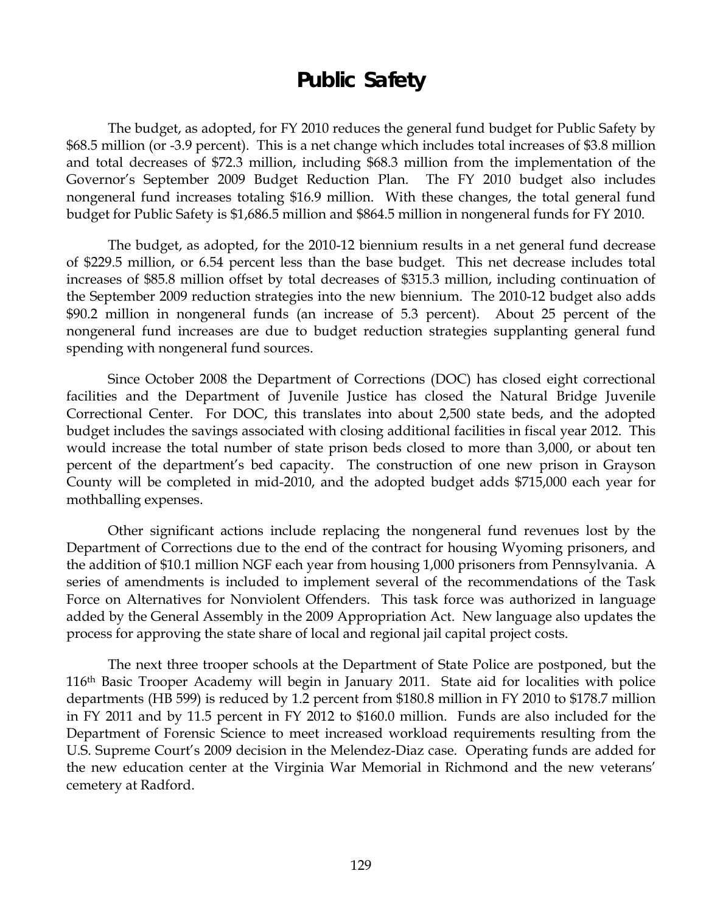# Public Safety

The budget, as adopted, for FY 2010 reduces the general fund budget for Public Safety by $68.5 million (or -3.9 percent). This is a net change which includes total increases of $3.8 million and total decreases of $72.3 million, including $68.3 million from the implementation of the Governor's September 2009 Budget Reduction Plan. The FY 2010 budget also includes nongeneral fund increases totaling $16.9 million. With these changes, the total general fund budget for Public Safety is $1,686.5 million and $864.5 million in nongeneral funds for FY 2010.

The budget, as adopted, for the 2010-12 biennium results in a net general fund decrease of $229.5 million, or 6.54 percent less than the base budget. This net decrease includes total increases of $85.8 million offset by total decreases of $315.3 million, including continuation of the September 2009 reduction strategies into the new biennium. The 2010-12 budget also adds $90.2 million in nongeneral funds (an increase of 5.3 percent). About 25 percent of the nongeneral fund increases are due to budget reduction strategies supplanting general fund spending with nongeneral fund sources.

Since October 2008 the Department of Corrections (DOC) has closed eight correctional facilities and the Department of Juvenile Justice has closed the Natural Bridge Juvenile Correctional Center. For DOC, this translates into about 2,500 state beds, and the adopted budget includes the savings associated with closing additional facilities in fiscal year 2012. This would increase the total number of state prison beds closed to more than 3,000, or about ten percent of the department's bed capacity. The construction of one new prison in Grayson County will be completed in mid-2010, and the adopted budget adds $715,000 each year for mothballing expenses.

Other significant actions include replacing the nongeneral fund revenues lost by the Department of Corrections due to the end of the contract for housing Wyoming prisoners, and the addition of $10.1 million NGF each year from housing 1,000 prisoners from Pennsylvania. A series of amendments is included to implement several of the recommendations of the Task Force on Alternatives for Nonviolent Offenders. This task force was authorized in language added by the General Assembly in the 2009 Appropriation Act. New language also updates the process for approving the state share of local and regional jail capital project costs.

The next three trooper schools at the Department of State Police are postponed, but the 116th Basic Trooper Academy will begin in January 2011. State aid for localities with police departments (HB 599) is reduced by 1.2 percent from $180.8 million in FY 2010 to $178.7 million in FY 2011 and by 11.5 percent in FY 2012 to $160.0 million. Funds are also included for the Department of Forensic Science to meet increased workload requirements resulting from the U.S. Supreme Court's 2009 decision in the Melendez-Diaz case. Operating funds are added for the new education center at the Virginia War Memorial in Richmond and the new veterans' cemetery at Radford.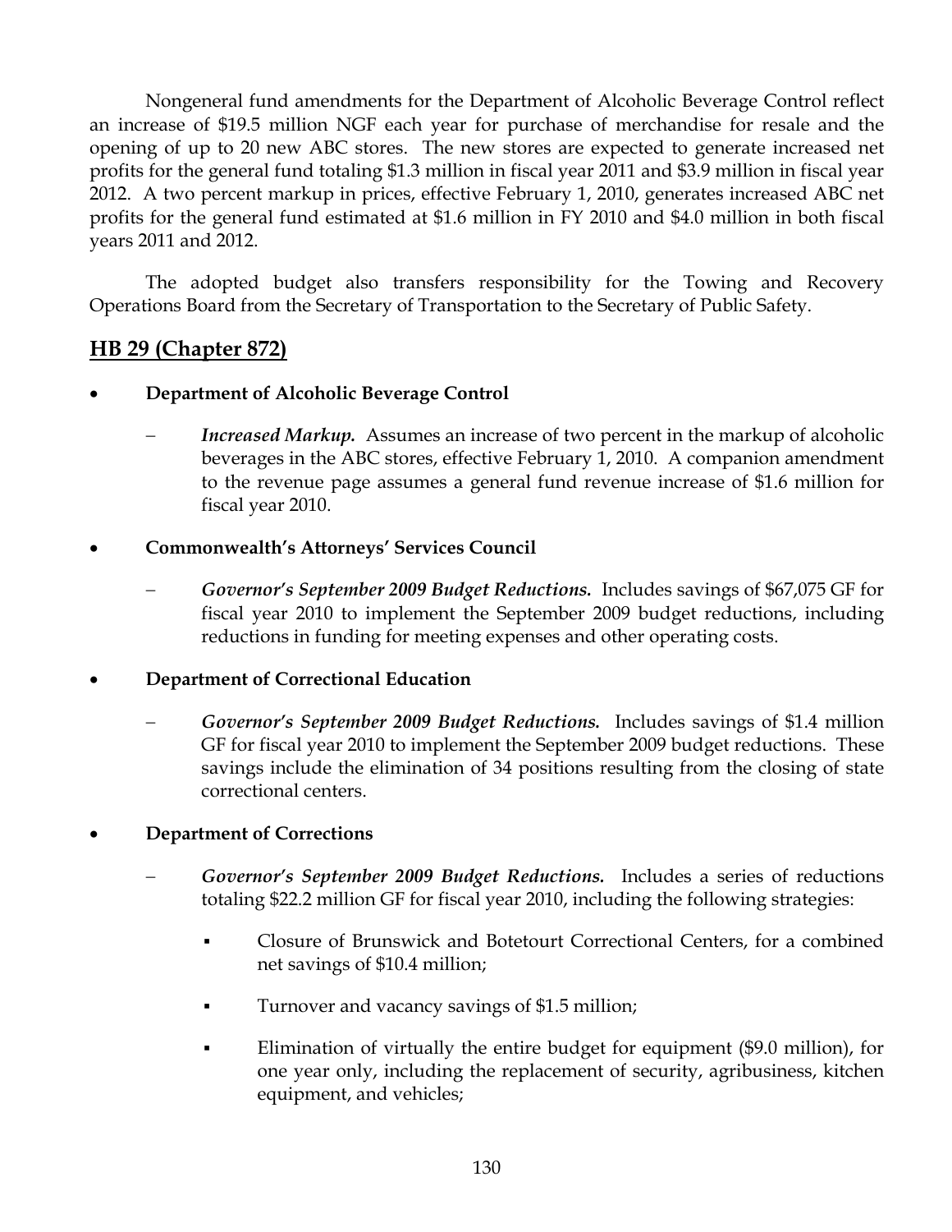Nongeneral fund amendments for the Department of Alcoholic Beverage Control reflect an increase of $19.5 million NGF each year for purchase of merchandise for resale and the opening of up to 20 new ABC stores. The new stores are expected to generate increased net profits for the general fund totaling $1.3 million in fiscal year 2011 and $3.9 million in fiscal year 2012. A two percent markup in prices, effective February 1, 2010, generates increased ABC net profits for the general fund estimated at $1.6 million in FY 2010 and $4.0 million in both fiscal years 2011 and 2012.

The adopted budget also transfers responsibility for the Towing and Recovery Operations Board from the Secretary of Transportation to the Secretary of Public Safety.

## HB 29 (Chapter 872)

- **Department of Alcoholic Beverage Control**
  - ***Increased Markup.*** Assumes an increase of two percent in the markup of alcoholic beverages in the ABC stores, effective February 1, 2010. A companion amendment to the revenue page assumes a general fund revenue increase of $1.6 million for fiscal year 2010.

- **Commonwealth's Attorneys' Services Council**
  - ***Governor's September 2009 Budget Reductions.*** Includes savings of $67,075 GF for fiscal year 2010 to implement the September 2009 budget reductions, including reductions in funding for meeting expenses and other operating costs.

- **Department of Correctional Education**
  - ***Governor's September 2009 Budget Reductions.*** Includes savings of $1.4 million GF for fiscal year 2010 to implement the September 2009 budget reductions. These savings include the elimination of 34 positions resulting from the closing of state correctional centers.

- **Department of Corrections**
  - ***Governor's September 2009 Budget Reductions.*** Includes a series of reductions totaling $22.2 million GF for fiscal year 2010, including the following strategies:
    - Closure of Brunswick and Botetourt Correctional Centers, for a combined net savings of $10.4 million;
    - Turnover and vacancy savings of $1.5 million;
    - Elimination of virtually the entire budget for equipment ($9.0 million), for one year only, including the replacement of security, agribusiness, kitchen equipment, and vehicles;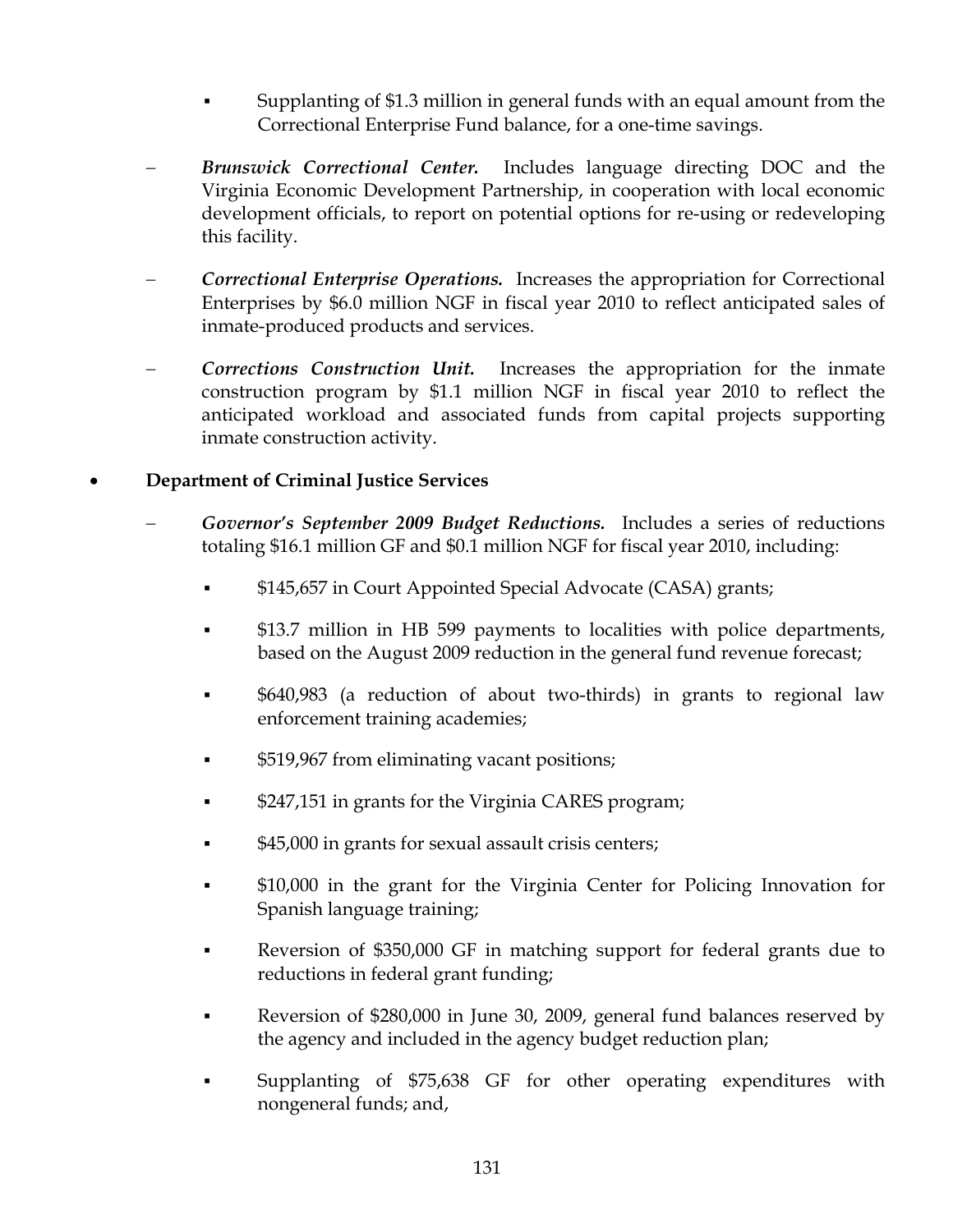- Supplanting of $1.3 million in general funds with an equal amount from the Correctional Enterprise Fund balance, for a one-time savings.

– ***Brunswick Correctional Center.*** Includes language directing DOC and the Virginia Economic Development Partnership, in cooperation with local economic development officials, to report on potential options for re-using or redeveloping this facility.

– ***Correctional Enterprise Operations.*** Increases the appropriation for Correctional Enterprises by $6.0 million NGF in fiscal year 2010 to reflect anticipated sales of inmate-produced products and services.

– ***Corrections Construction Unit.*** Increases the appropriation for the inmate construction program by $1.1 million NGF in fiscal year 2010 to reflect the anticipated workload and associated funds from capital projects supporting inmate construction activity.

- **Department of Criminal Justice Services**

  – ***Governor's September 2009 Budget Reductions.*** Includes a series of reductions totaling $16.1 million GF and $0.1 million NGF for fiscal year 2010, including:

    - $145,657 in Court Appointed Special Advocate (CASA) grants;
    - $13.7 million in HB 599 payments to localities with police departments, based on the August 2009 reduction in the general fund revenue forecast;
    - $640,983 (a reduction of about two-thirds) in grants to regional law enforcement training academies;
    - $519,967 from eliminating vacant positions;
    - $247,151 in grants for the Virginia CARES program;
    - $45,000 in grants for sexual assault crisis centers;
    - $10,000 in the grant for the Virginia Center for Policing Innovation for Spanish language training;
    - Reversion of $350,000 GF in matching support for federal grants due to reductions in federal grant funding;
    - Reversion of $280,000 in June 30, 2009, general fund balances reserved by the agency and included in the agency budget reduction plan;
    - Supplanting of $75,638 GF for other operating expenditures with nongeneral funds; and,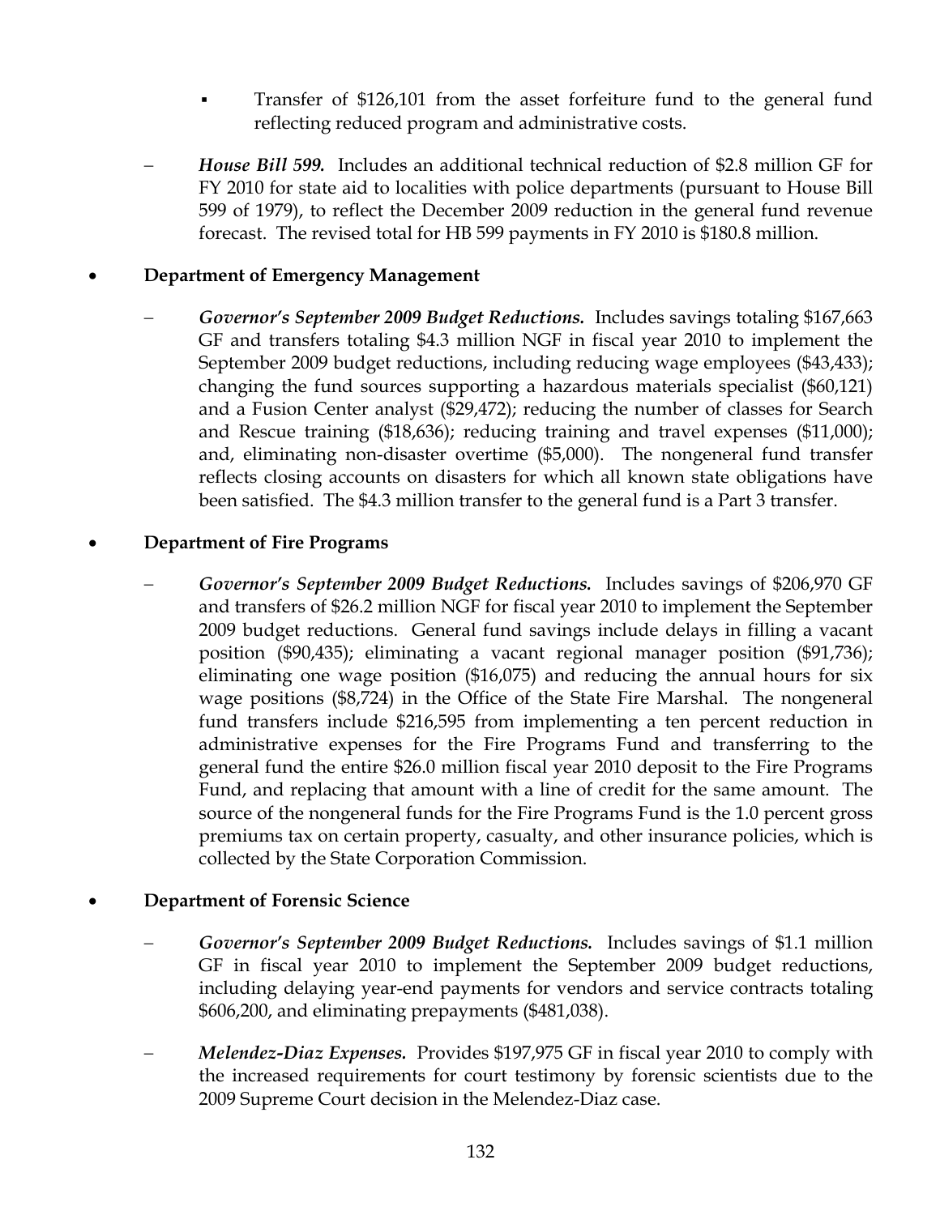- Transfer of $126,101 from the asset forfeiture fund to the general fund reflecting reduced program and administrative costs.

– ***House Bill 599.*** Includes an additional technical reduction of $2.8 million GF for FY 2010 for state aid to localities with police departments (pursuant to House Bill 599 of 1979), to reflect the December 2009 reduction in the general fund revenue forecast. The revised total for HB 599 payments in FY 2010 is $180.8 million.

- **Department of Emergency Management**

  – ***Governor's September 2009 Budget Reductions.*** Includes savings totaling $167,663 GF and transfers totaling $4.3 million NGF in fiscal year 2010 to implement the September 2009 budget reductions, including reducing wage employees ($43,433); changing the fund sources supporting a hazardous materials specialist ($60,121) and a Fusion Center analyst ($29,472); reducing the number of classes for Search and Rescue training ($18,636); reducing training and travel expenses ($11,000); and, eliminating non-disaster overtime ($5,000). The nongeneral fund transfer reflects closing accounts on disasters for which all known state obligations have been satisfied. The $4.3 million transfer to the general fund is a Part 3 transfer.

- **Department of Fire Programs**

  – ***Governor's September 2009 Budget Reductions.*** Includes savings of $206,970 GF and transfers of $26.2 million NGF for fiscal year 2010 to implement the September 2009 budget reductions. General fund savings include delays in filling a vacant position ($90,435); eliminating a vacant regional manager position ($91,736); eliminating one wage position ($16,075) and reducing the annual hours for six wage positions ($8,724) in the Office of the State Fire Marshal. The nongeneral fund transfers include $216,595 from implementing a ten percent reduction in administrative expenses for the Fire Programs Fund and transferring to the general fund the entire $26.0 million fiscal year 2010 deposit to the Fire Programs Fund, and replacing that amount with a line of credit for the same amount. The source of the nongeneral funds for the Fire Programs Fund is the 1.0 percent gross premiums tax on certain property, casualty, and other insurance policies, which is collected by the State Corporation Commission.

- **Department of Forensic Science**

  – ***Governor's September 2009 Budget Reductions.*** Includes savings of $1.1 million GF in fiscal year 2010 to implement the September 2009 budget reductions, including delaying year-end payments for vendors and service contracts totaling $606,200, and eliminating prepayments ($481,038).

  – ***Melendez-Diaz Expenses.*** Provides $197,975 GF in fiscal year 2010 to comply with the increased requirements for court testimony by forensic scientists due to the 2009 Supreme Court decision in the Melendez-Diaz case.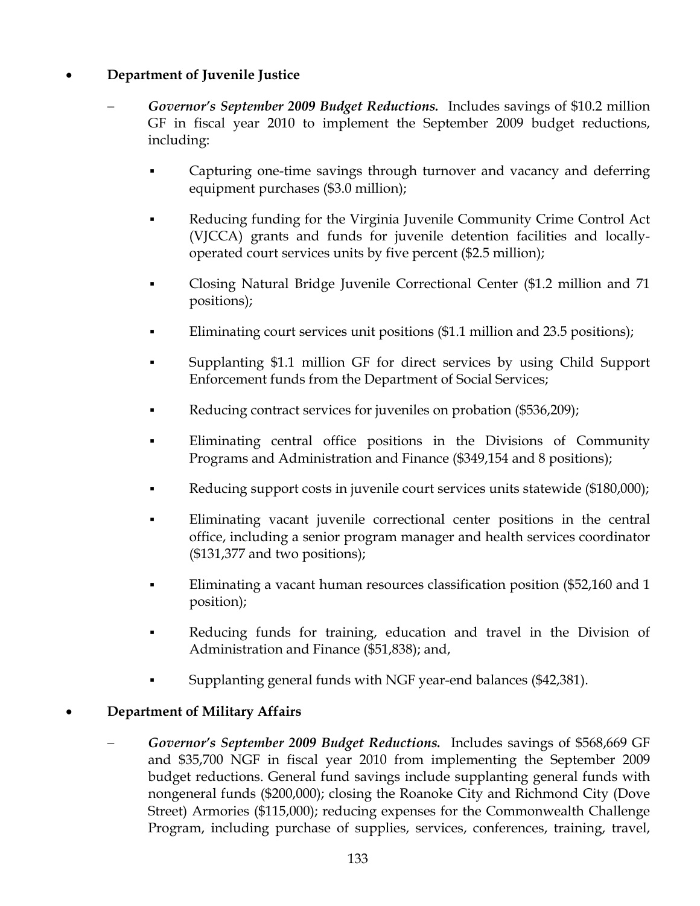- **Department of Juvenile Justice**

  – ***Governor's September 2009 Budget Reductions.*** Includes savings of $10.2 million GF in fiscal year 2010 to implement the September 2009 budget reductions, including:

    - Capturing one-time savings through turnover and vacancy and deferring equipment purchases ($3.0 million);
    - Reducing funding for the Virginia Juvenile Community Crime Control Act (VJCCA) grants and funds for juvenile detention facilities and locally-operated court services units by five percent ($2.5 million);
    - Closing Natural Bridge Juvenile Correctional Center ($1.2 million and 71 positions);
    - Eliminating court services unit positions ($1.1 million and 23.5 positions);
    - Supplanting $1.1 million GF for direct services by using Child Support Enforcement funds from the Department of Social Services;
    - Reducing contract services for juveniles on probation ($536,209);
    - Eliminating central office positions in the Divisions of Community Programs and Administration and Finance ($349,154 and 8 positions);
    - Reducing support costs in juvenile court services units statewide ($180,000);
    - Eliminating vacant juvenile correctional center positions in the central office, including a senior program manager and health services coordinator ($131,377 and two positions);
    - Eliminating a vacant human resources classification position ($52,160 and 1 position);
    - Reducing funds for training, education and travel in the Division of Administration and Finance ($51,838); and,
    - Supplanting general funds with NGF year-end balances ($42,381).

- **Department of Military Affairs**

  – ***Governor's September 2009 Budget Reductions.*** Includes savings of $568,669 GF and $35,700 NGF in fiscal year 2010 from implementing the September 2009 budget reductions. General fund savings include supplanting general funds with nongeneral funds ($200,000); closing the Roanoke City and Richmond City (Dove Street) Armories ($115,000); reducing expenses for the Commonwealth Challenge Program, including purchase of supplies, services, conferences, training, travel,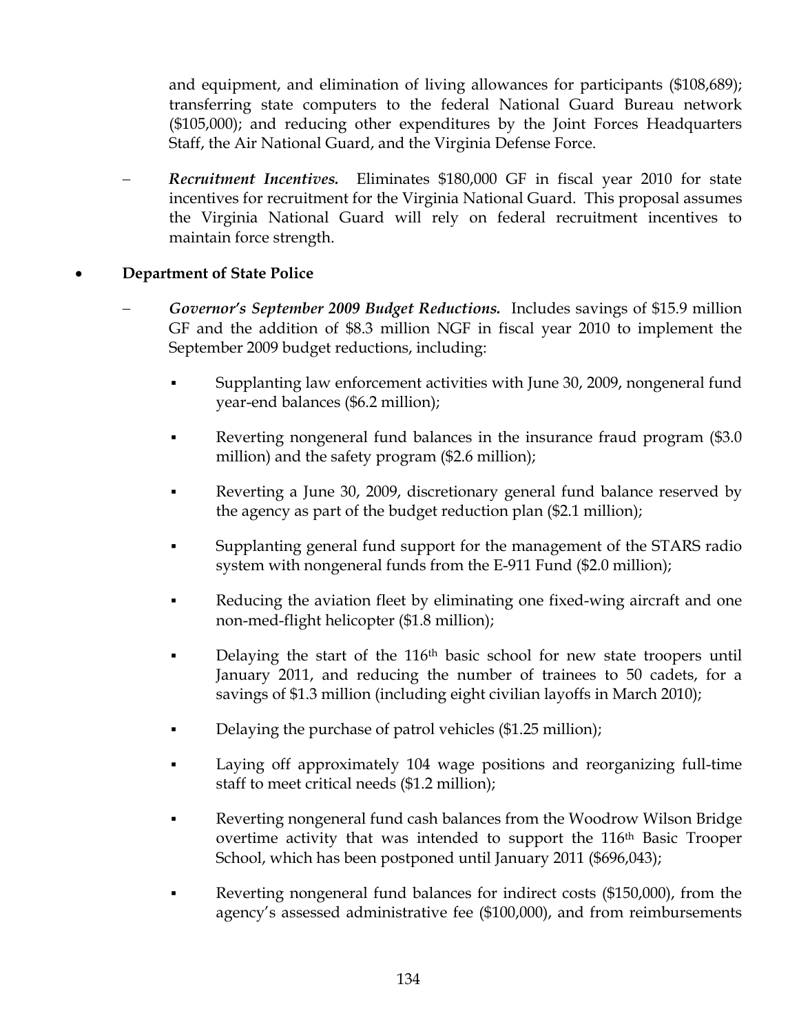and equipment, and elimination of living allowances for participants ($108,689); transferring state computers to the federal National Guard Bureau network ($105,000); and reducing other expenditures by the Joint Forces Headquarters Staff, the Air National Guard, and the Virginia Defense Force.

– ***Recruitment Incentives.*** Eliminates $180,000 GF in fiscal year 2010 for state incentives for recruitment for the Virginia National Guard. This proposal assumes the Virginia National Guard will rely on federal recruitment incentives to maintain force strength.

- **Department of State Police**

  – ***Governor's September 2009 Budget Reductions.*** Includes savings of $15.9 million GF and the addition of $8.3 million NGF in fiscal year 2010 to implement the September 2009 budget reductions, including:

    - Supplanting law enforcement activities with June 30, 2009, nongeneral fund year-end balances ($6.2 million);
    - Reverting nongeneral fund balances in the insurance fraud program ($3.0 million) and the safety program ($2.6 million);
    - Reverting a June 30, 2009, discretionary general fund balance reserved by the agency as part of the budget reduction plan ($2.1 million);
    - Supplanting general fund support for the management of the STARS radio system with nongeneral funds from the E-911 Fund ($2.0 million);
    - Reducing the aviation fleet by eliminating one fixed-wing aircraft and one non-med-flight helicopter ($1.8 million);
    - Delaying the start of the 116th basic school for new state troopers until January 2011, and reducing the number of trainees to 50 cadets, for a savings of $1.3 million (including eight civilian layoffs in March 2010);
    - Delaying the purchase of patrol vehicles ($1.25 million);
    - Laying off approximately 104 wage positions and reorganizing full-time staff to meet critical needs ($1.2 million);
    - Reverting nongeneral fund cash balances from the Woodrow Wilson Bridge overtime activity that was intended to support the 116th Basic Trooper School, which has been postponed until January 2011 ($696,043);
    - Reverting nongeneral fund balances for indirect costs ($150,000), from the agency's assessed administrative fee ($100,000), and from reimbursements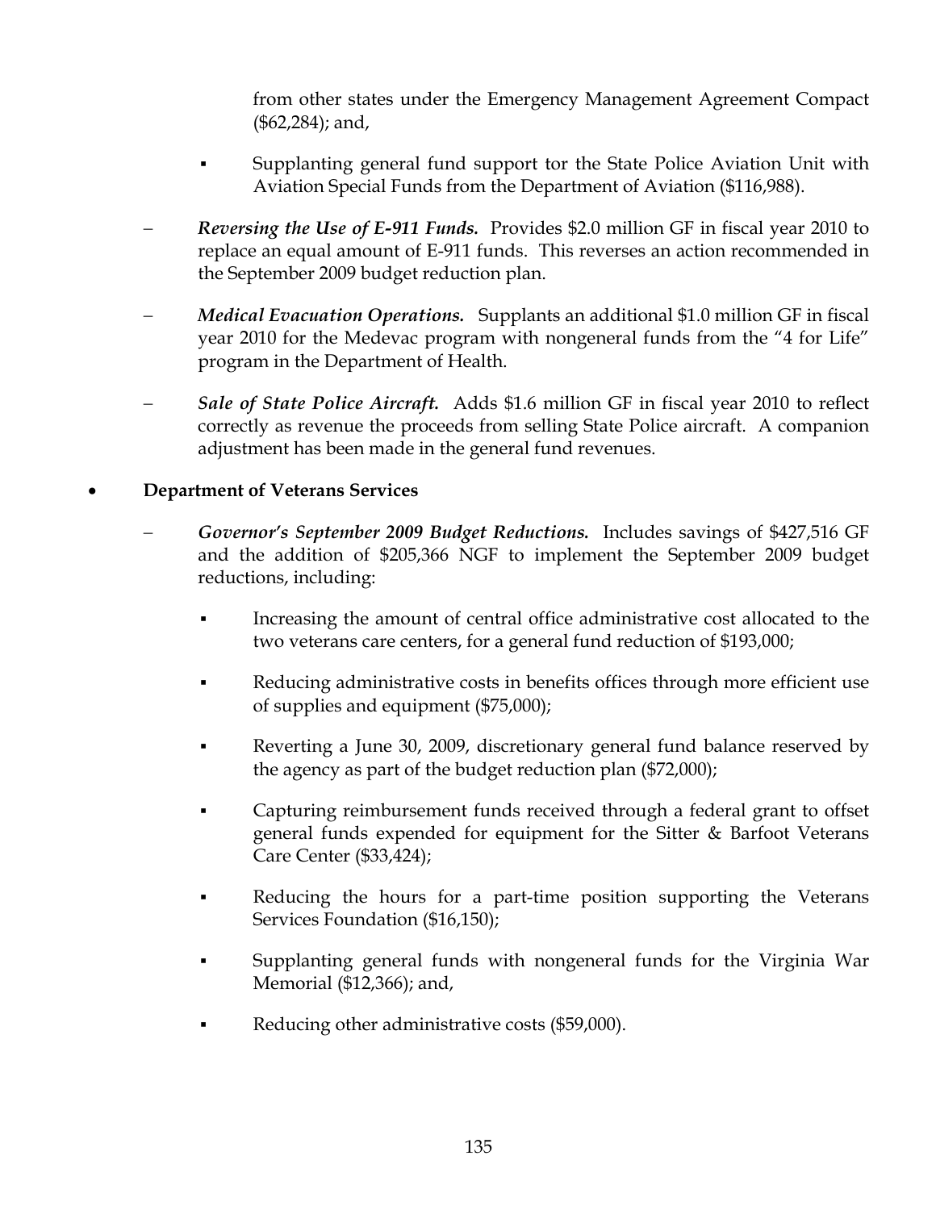from other states under the Emergency Management Agreement Compact ($62,284); and,

  - Supplanting general fund support tor the State Police Aviation Unit with Aviation Special Funds from the Department of Aviation ($116,988).

- ***Reversing the Use of E-911 Funds.*** Provides $2.0 million GF in fiscal year 2010 to replace an equal amount of E-911 funds. This reverses an action recommended in the September 2009 budget reduction plan.

- ***Medical Evacuation Operations.*** Supplants an additional $1.0 million GF in fiscal year 2010 for the Medevac program with nongeneral funds from the "4 for Life" program in the Department of Health.

- ***Sale of State Police Aircraft.*** Adds $1.6 million GF in fiscal year 2010 to reflect correctly as revenue the proceeds from selling State Police aircraft. A companion adjustment has been made in the general fund revenues.

- **Department of Veterans Services**

  - ***Governor's September 2009 Budget Reductions.*** Includes savings of $427,516 GF and the addition of $205,366 NGF to implement the September 2009 budget reductions, including:

    - Increasing the amount of central office administrative cost allocated to the two veterans care centers, for a general fund reduction of $193,000;

    - Reducing administrative costs in benefits offices through more efficient use of supplies and equipment ($75,000);

    - Reverting a June 30, 2009, discretionary general fund balance reserved by the agency as part of the budget reduction plan ($72,000);

    - Capturing reimbursement funds received through a federal grant to offset general funds expended for equipment for the Sitter & Barfoot Veterans Care Center ($33,424);

    - Reducing the hours for a part-time position supporting the Veterans Services Foundation ($16,150);

    - Supplanting general funds with nongeneral funds for the Virginia War Memorial ($12,366); and,

    - Reducing other administrative costs ($59,000).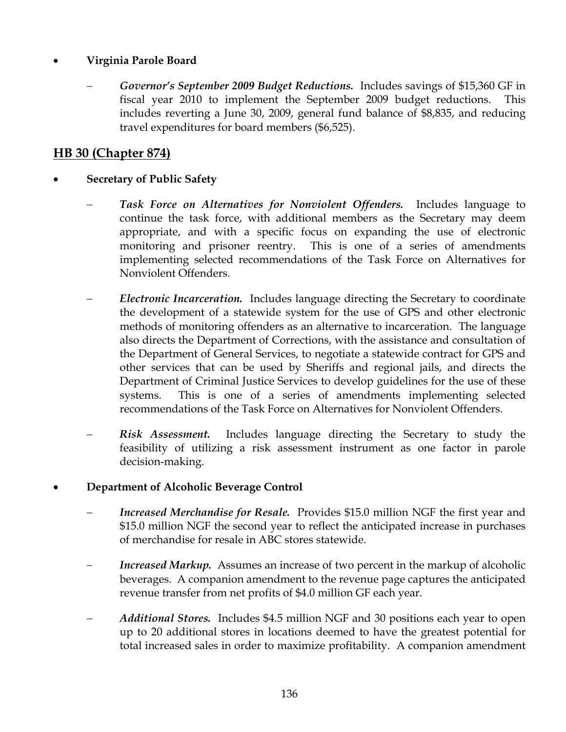- **Virginia Parole Board**

  - *Governor's September 2009 Budget Reductions.* Includes savings of $15,360 GF in fiscal year 2010 to implement the September 2009 budget reductions. This includes reverting a June 30, 2009, general fund balance of $8,835, and reducing travel expenditures for board members ($6,525).

## HB 30 (Chapter 874)

- **Secretary of Public Safety**

  - *Task Force on Alternatives for Nonviolent Offenders.* Includes language to continue the task force, with additional members as the Secretary may deem appropriate, and with a specific focus on expanding the use of electronic monitoring and prisoner reentry. This is one of a series of amendments implementing selected recommendations of the Task Force on Alternatives for Nonviolent Offenders.

  - *Electronic Incarceration.* Includes language directing the Secretary to coordinate the development of a statewide system for the use of GPS and other electronic methods of monitoring offenders as an alternative to incarceration. The language also directs the Department of Corrections, with the assistance and consultation of the Department of General Services, to negotiate a statewide contract for GPS and other services that can be used by Sheriffs and regional jails, and directs the Department of Criminal Justice Services to develop guidelines for the use of these systems. This is one of a series of amendments implementing selected recommendations of the Task Force on Alternatives for Nonviolent Offenders.

  - *Risk Assessment.* Includes language directing the Secretary to study the feasibility of utilizing a risk assessment instrument as one factor in parole decision-making.

- **Department of Alcoholic Beverage Control**

  - *Increased Merchandise for Resale.* Provides $15.0 million NGF the first year and $15.0 million NGF the second year to reflect the anticipated increase in purchases of merchandise for resale in ABC stores statewide.

  - *Increased Markup.* Assumes an increase of two percent in the markup of alcoholic beverages. A companion amendment to the revenue page captures the anticipated revenue transfer from net profits of $4.0 million GF each year.

  - *Additional Stores.* Includes $4.5 million NGF and 30 positions each year to open up to 20 additional stores in locations deemed to have the greatest potential for total increased sales in order to maximize profitability. A companion amendment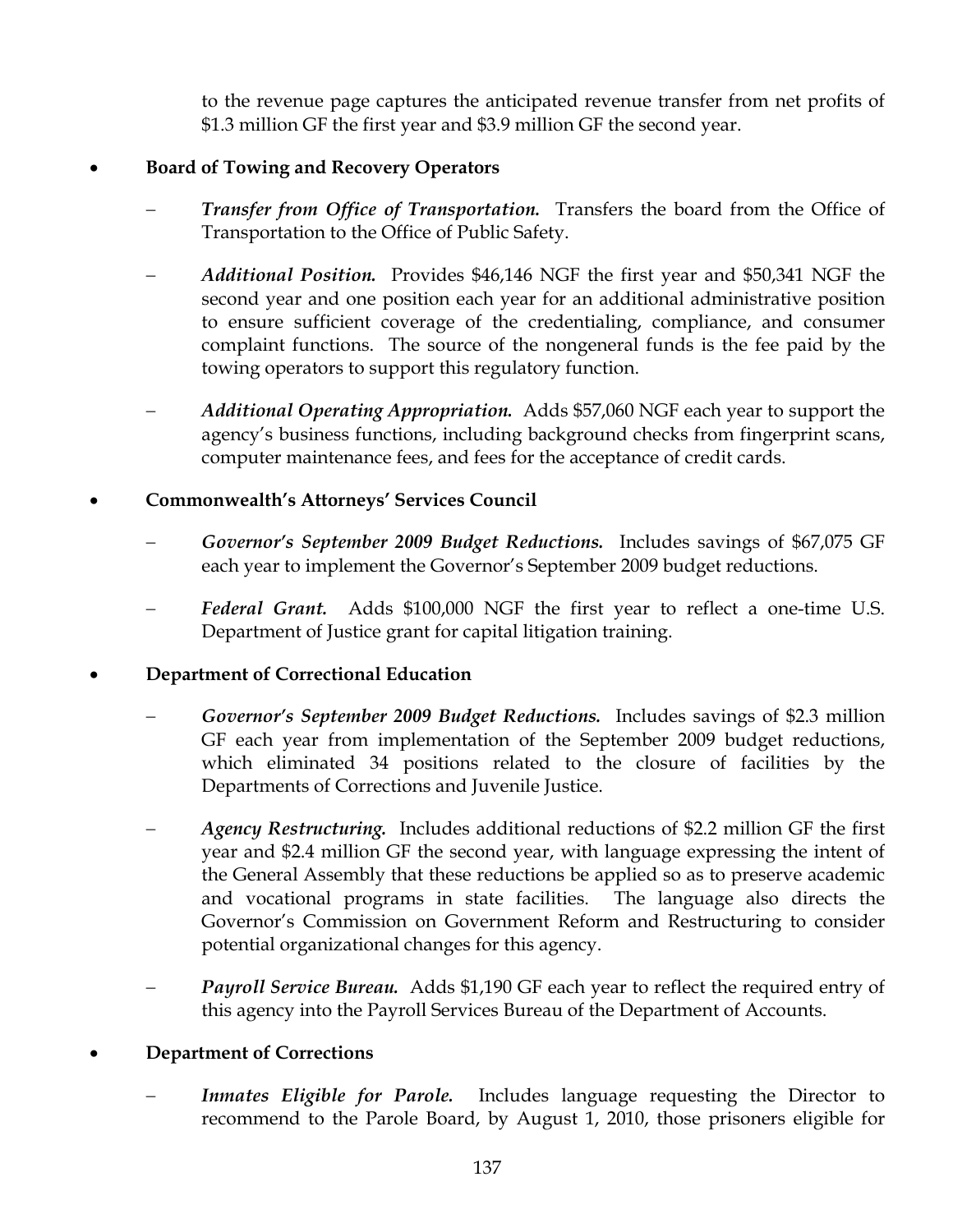to the revenue page captures the anticipated revenue transfer from net profits of $1.3 million GF the first year and $3.9 million GF the second year.

- **Board of Towing and Recovery Operators**

  – ***Transfer from Office of Transportation.*** Transfers the board from the Office of Transportation to the Office of Public Safety.

  – ***Additional Position.*** Provides $46,146 NGF the first year and $50,341 NGF the second year and one position each year for an additional administrative position to ensure sufficient coverage of the credentialing, compliance, and consumer complaint functions. The source of the nongeneral funds is the fee paid by the towing operators to support this regulatory function.

  – ***Additional Operating Appropriation.*** Adds $57,060 NGF each year to support the agency's business functions, including background checks from fingerprint scans, computer maintenance fees, and fees for the acceptance of credit cards.

- **Commonwealth's Attorneys' Services Council**

  – ***Governor's September 2009 Budget Reductions.*** Includes savings of $67,075 GF each year to implement the Governor's September 2009 budget reductions.

  – ***Federal Grant.*** Adds $100,000 NGF the first year to reflect a one-time U.S. Department of Justice grant for capital litigation training.

- **Department of Correctional Education**

  – ***Governor's September 2009 Budget Reductions.*** Includes savings of $2.3 million GF each year from implementation of the September 2009 budget reductions, which eliminated 34 positions related to the closure of facilities by the Departments of Corrections and Juvenile Justice.

  – ***Agency Restructuring.*** Includes additional reductions of $2.2 million GF the first year and $2.4 million GF the second year, with language expressing the intent of the General Assembly that these reductions be applied so as to preserve academic and vocational programs in state facilities. The language also directs the Governor's Commission on Government Reform and Restructuring to consider potential organizational changes for this agency.

  – ***Payroll Service Bureau.*** Adds $1,190 GF each year to reflect the required entry of this agency into the Payroll Services Bureau of the Department of Accounts.

- **Department of Corrections**

  – ***Inmates Eligible for Parole.*** Includes language requesting the Director to recommend to the Parole Board, by August 1, 2010, those prisoners eligible for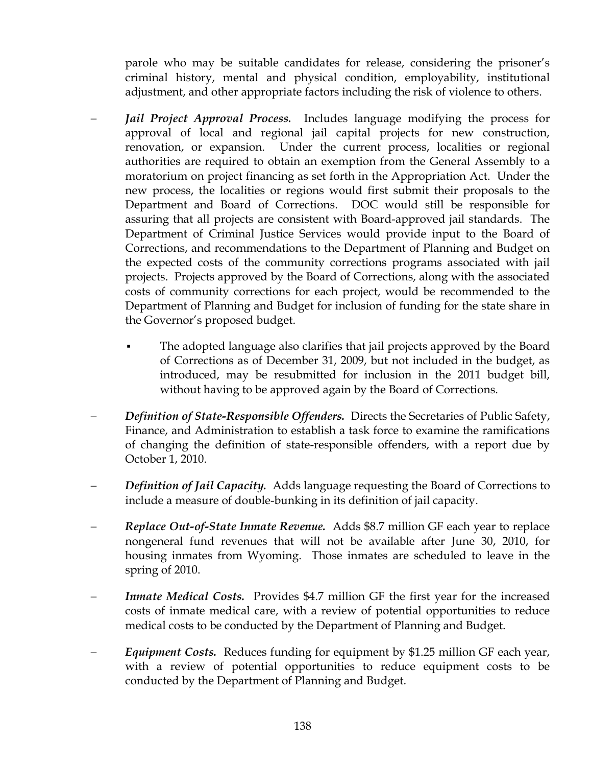parole who may be suitable candidates for release, considering the prisoner's criminal history, mental and physical condition, employability, institutional adjustment, and other appropriate factors including the risk of violence to others.

- ***Jail Project Approval Process.*** Includes language modifying the process for approval of local and regional jail capital projects for new construction, renovation, or expansion. Under the current process, localities or regional authorities are required to obtain an exemption from the General Assembly to a moratorium on project financing as set forth in the Appropriation Act. Under the new process, the localities or regions would first submit their proposals to the Department and Board of Corrections. DOC would still be responsible for assuring that all projects are consistent with Board-approved jail standards. The Department of Criminal Justice Services would provide input to the Board of Corrections, and recommendations to the Department of Planning and Budget on the expected costs of the community corrections programs associated with jail projects. Projects approved by the Board of Corrections, along with the associated costs of community corrections for each project, would be recommended to the Department of Planning and Budget for inclusion of funding for the state share in the Governor's proposed budget.
  - The adopted language also clarifies that jail projects approved by the Board of Corrections as of December 31, 2009, but not included in the budget, as introduced, may be resubmitted for inclusion in the 2011 budget bill, without having to be approved again by the Board of Corrections.

- ***Definition of State-Responsible Offenders.*** Directs the Secretaries of Public Safety, Finance, and Administration to establish a task force to examine the ramifications of changing the definition of state-responsible offenders, with a report due by October 1, 2010.

- ***Definition of Jail Capacity.*** Adds language requesting the Board of Corrections to include a measure of double-bunking in its definition of jail capacity.

- ***Replace Out-of-State Inmate Revenue.*** Adds $8.7 million GF each year to replace nongeneral fund revenues that will not be available after June 30, 2010, for housing inmates from Wyoming. Those inmates are scheduled to leave in the spring of 2010.

- ***Inmate Medical Costs.*** Provides $4.7 million GF the first year for the increased costs of inmate medical care, with a review of potential opportunities to reduce medical costs to be conducted by the Department of Planning and Budget.

- ***Equipment Costs.*** Reduces funding for equipment by $1.25 million GF each year, with a review of potential opportunities to reduce equipment costs to be conducted by the Department of Planning and Budget.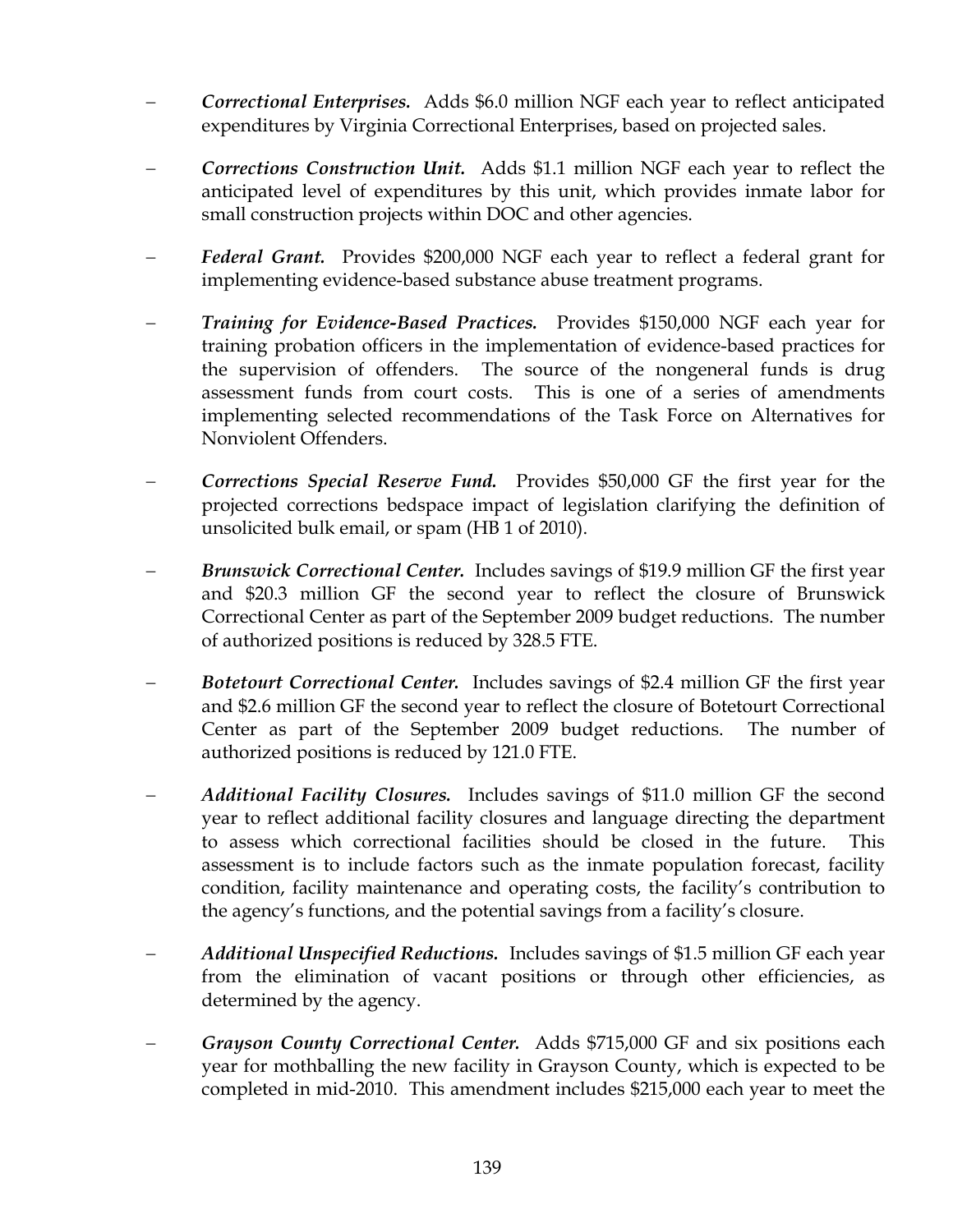- ***Correctional Enterprises.*** Adds $6.0 million NGF each year to reflect anticipated expenditures by Virginia Correctional Enterprises, based on projected sales.

- ***Corrections Construction Unit.*** Adds $1.1 million NGF each year to reflect the anticipated level of expenditures by this unit, which provides inmate labor for small construction projects within DOC and other agencies.

- ***Federal Grant.*** Provides $200,000 NGF each year to reflect a federal grant for implementing evidence-based substance abuse treatment programs.

- ***Training for Evidence-Based Practices.*** Provides $150,000 NGF each year for training probation officers in the implementation of evidence-based practices for the supervision of offenders. The source of the nongeneral funds is drug assessment funds from court costs. This is one of a series of amendments implementing selected recommendations of the Task Force on Alternatives for Nonviolent Offenders.

- ***Corrections Special Reserve Fund.*** Provides $50,000 GF the first year for the projected corrections bedspace impact of legislation clarifying the definition of unsolicited bulk email, or spam (HB 1 of 2010).

- ***Brunswick Correctional Center.*** Includes savings of $19.9 million GF the first year and $20.3 million GF the second year to reflect the closure of Brunswick Correctional Center as part of the September 2009 budget reductions. The number of authorized positions is reduced by 328.5 FTE.

- ***Botetourt Correctional Center.*** Includes savings of $2.4 million GF the first year and $2.6 million GF the second year to reflect the closure of Botetourt Correctional Center as part of the September 2009 budget reductions. The number of authorized positions is reduced by 121.0 FTE.

- ***Additional Facility Closures.*** Includes savings of $11.0 million GF the second year to reflect additional facility closures and language directing the department to assess which correctional facilities should be closed in the future. This assessment is to include factors such as the inmate population forecast, facility condition, facility maintenance and operating costs, the facility's contribution to the agency's functions, and the potential savings from a facility's closure.

- ***Additional Unspecified Reductions.*** Includes savings of $1.5 million GF each year from the elimination of vacant positions or through other efficiencies, as determined by the agency.

- ***Grayson County Correctional Center.*** Adds $715,000 GF and six positions each year for mothballing the new facility in Grayson County, which is expected to be completed in mid-2010. This amendment includes $215,000 each year to meet the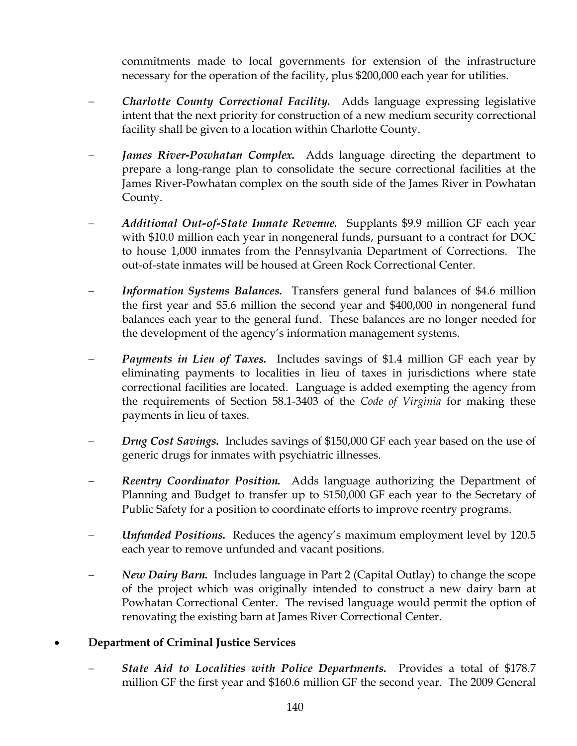commitments made to local governments for extension of the infrastructure necessary for the operation of the facility, plus $200,000 each year for utilities.

- ***Charlotte County Correctional Facility.*** Adds language expressing legislative intent that the next priority for construction of a new medium security correctional facility shall be given to a location within Charlotte County.

- ***James River-Powhatan Complex.*** Adds language directing the department to prepare a long-range plan to consolidate the secure correctional facilities at the James River-Powhatan complex on the south side of the James River in Powhatan County.

- ***Additional Out-of-State Inmate Revenue.*** Supplants $9.9 million GF each year with $10.0 million each year in nongeneral funds, pursuant to a contract for DOC to house 1,000 inmates from the Pennsylvania Department of Corrections. The out-of-state inmates will be housed at Green Rock Correctional Center.

- ***Information Systems Balances.*** Transfers general fund balances of $4.6 million the first year and $5.6 million the second year and $400,000 in nongeneral fund balances each year to the general fund. These balances are no longer needed for the development of the agency's information management systems.

- ***Payments in Lieu of Taxes.*** Includes savings of $1.4 million GF each year by eliminating payments to localities in lieu of taxes in jurisdictions where state correctional facilities are located. Language is added exempting the agency from the requirements of Section 58.1-3403 of the *Code of Virginia* for making these payments in lieu of taxes.

- ***Drug Cost Savings.*** Includes savings of $150,000 GF each year based on the use of generic drugs for inmates with psychiatric illnesses.

- ***Reentry Coordinator Position.*** Adds language authorizing the Department of Planning and Budget to transfer up to $150,000 GF each year to the Secretary of Public Safety for a position to coordinate efforts to improve reentry programs.

- ***Unfunded Positions.*** Reduces the agency's maximum employment level by 120.5 each year to remove unfunded and vacant positions.

- ***New Dairy Barn.*** Includes language in Part 2 (Capital Outlay) to change the scope of the project which was originally intended to construct a new dairy barn at Powhatan Correctional Center. The revised language would permit the option of renovating the existing barn at James River Correctional Center.

- **Department of Criminal Justice Services**

  - ***State Aid to Localities with Police Departments.*** Provides a total of $178.7 million GF the first year and $160.6 million GF the second year. The 2009 General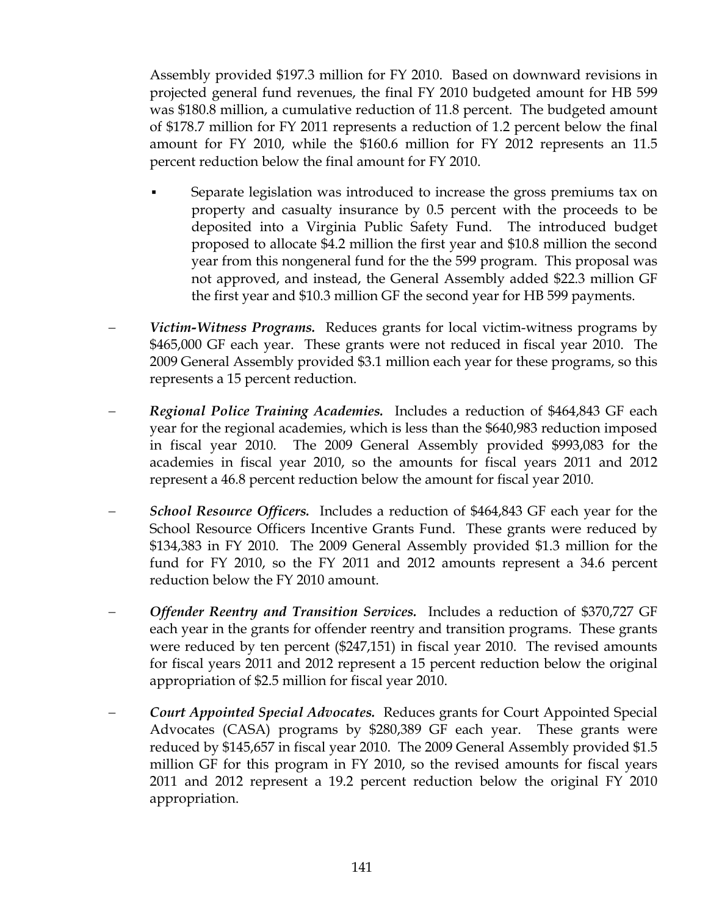Assembly provided $197.3 million for FY 2010. Based on downward revisions in projected general fund revenues, the final FY 2010 budgeted amount for HB 599 was $180.8 million, a cumulative reduction of 11.8 percent. The budgeted amount of $178.7 million for FY 2011 represents a reduction of 1.2 percent below the final amount for FY 2010, while the $160.6 million for FY 2012 represents an 11.5 percent reduction below the final amount for FY 2010.

- Separate legislation was introduced to increase the gross premiums tax on property and casualty insurance by 0.5 percent with the proceeds to be deposited into a Virginia Public Safety Fund. The introduced budget proposed to allocate $4.2 million the first year and $10.8 million the second year from this nongeneral fund for the the 599 program. This proposal was not approved, and instead, the General Assembly added $22.3 million GF the first year and $10.3 million GF the second year for HB 599 payments.

- ***Victim-Witness Programs.*** Reduces grants for local victim-witness programs by $465,000 GF each year. These grants were not reduced in fiscal year 2010. The 2009 General Assembly provided $3.1 million each year for these programs, so this represents a 15 percent reduction.

- ***Regional Police Training Academies.*** Includes a reduction of $464,843 GF each year for the regional academies, which is less than the $640,983 reduction imposed in fiscal year 2010. The 2009 General Assembly provided $993,083 for the academies in fiscal year 2010, so the amounts for fiscal years 2011 and 2012 represent a 46.8 percent reduction below the amount for fiscal year 2010.

- ***School Resource Officers.*** Includes a reduction of $464,843 GF each year for the School Resource Officers Incentive Grants Fund. These grants were reduced by $134,383 in FY 2010. The 2009 General Assembly provided $1.3 million for the fund for FY 2010, so the FY 2011 and 2012 amounts represent a 34.6 percent reduction below the FY 2010 amount.

- ***Offender Reentry and Transition Services.*** Includes a reduction of $370,727 GF each year in the grants for offender reentry and transition programs. These grants were reduced by ten percent ($247,151) in fiscal year 2010. The revised amounts for fiscal years 2011 and 2012 represent a 15 percent reduction below the original appropriation of $2.5 million for fiscal year 2010.

- ***Court Appointed Special Advocates.*** Reduces grants for Court Appointed Special Advocates (CASA) programs by $280,389 GF each year. These grants were reduced by $145,657 in fiscal year 2010. The 2009 General Assembly provided $1.5 million GF for this program in FY 2010, so the revised amounts for fiscal years 2011 and 2012 represent a 19.2 percent reduction below the original FY 2010 appropriation.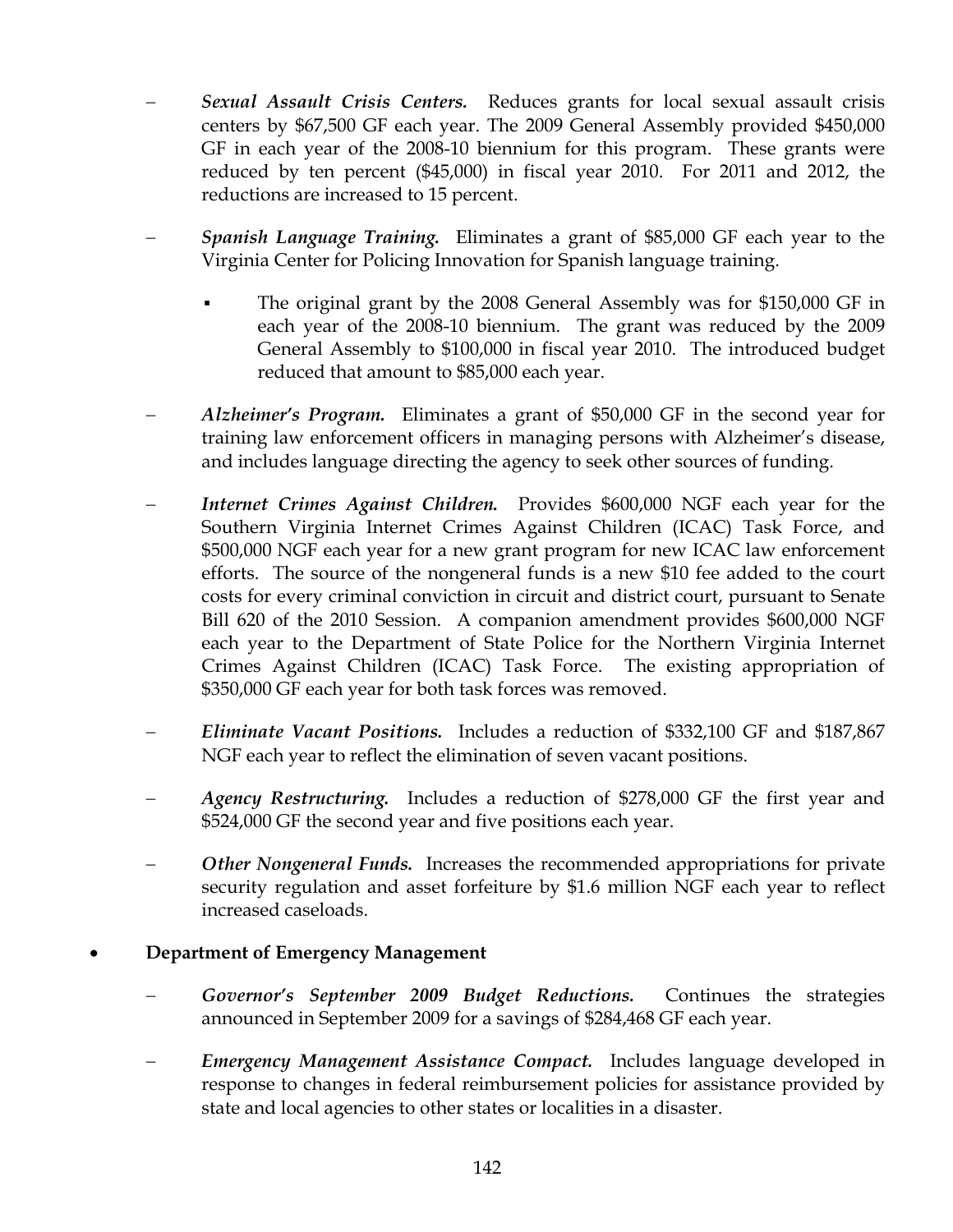- ***Sexual Assault Crisis Centers.*** Reduces grants for local sexual assault crisis centers by $67,500 GF each year. The 2009 General Assembly provided $450,000 GF in each year of the 2008-10 biennium for this program. These grants were reduced by ten percent ($45,000) in fiscal year 2010. For 2011 and 2012, the reductions are increased to 15 percent.

- ***Spanish Language Training.*** Eliminates a grant of $85,000 GF each year to the Virginia Center for Policing Innovation for Spanish language training.

  - The original grant by the 2008 General Assembly was for $150,000 GF in each year of the 2008-10 biennium. The grant was reduced by the 2009 General Assembly to $100,000 in fiscal year 2010. The introduced budget reduced that amount to $85,000 each year.

- ***Alzheimer's Program.*** Eliminates a grant of $50,000 GF in the second year for training law enforcement officers in managing persons with Alzheimer's disease, and includes language directing the agency to seek other sources of funding.

- ***Internet Crimes Against Children.*** Provides $600,000 NGF each year for the Southern Virginia Internet Crimes Against Children (ICAC) Task Force, and $500,000 NGF each year for a new grant program for new ICAC law enforcement efforts. The source of the nongeneral funds is a new $10 fee added to the court costs for every criminal conviction in circuit and district court, pursuant to Senate Bill 620 of the 2010 Session. A companion amendment provides $600,000 NGF each year to the Department of State Police for the Northern Virginia Internet Crimes Against Children (ICAC) Task Force. The existing appropriation of $350,000 GF each year for both task forces was removed.

- ***Eliminate Vacant Positions.*** Includes a reduction of $332,100 GF and $187,867 NGF each year to reflect the elimination of seven vacant positions.

- ***Agency Restructuring.*** Includes a reduction of $278,000 GF the first year and $524,000 GF the second year and five positions each year.

- ***Other Nongeneral Funds.*** Increases the recommended appropriations for private security regulation and asset forfeiture by $1.6 million NGF each year to reflect increased caseloads.

- **Department of Emergency Management**

  - ***Governor's September 2009 Budget Reductions.*** Continues the strategies announced in September 2009 for a savings of $284,468 GF each year.

  - ***Emergency Management Assistance Compact.*** Includes language developed in response to changes in federal reimbursement policies for assistance provided by state and local agencies to other states or localities in a disaster.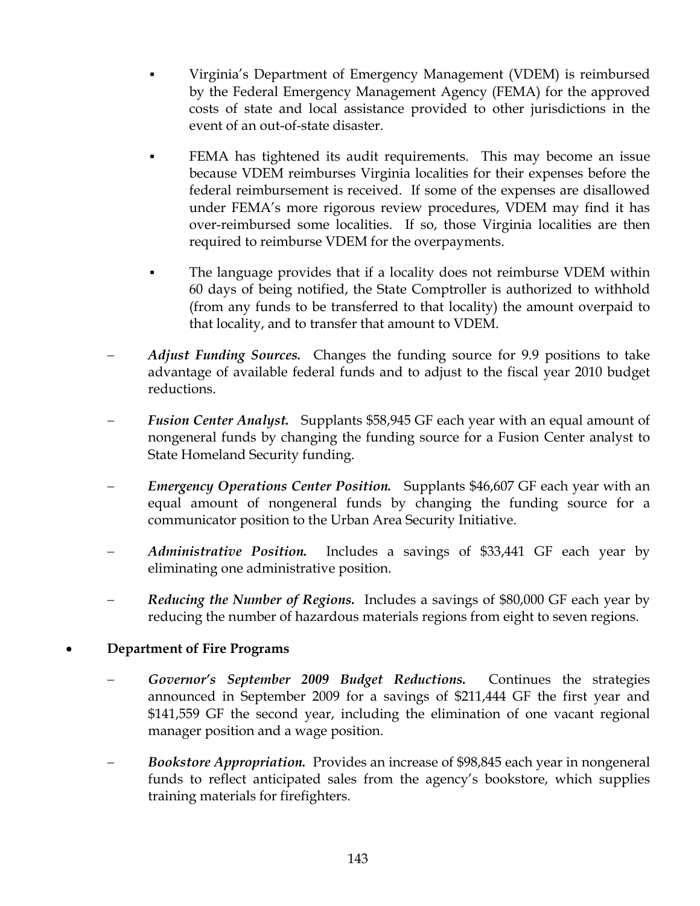- Virginia's Department of Emergency Management (VDEM) is reimbursed by the Federal Emergency Management Agency (FEMA) for the approved costs of state and local assistance provided to other jurisdictions in the event of an out-of-state disaster.
  - FEMA has tightened its audit requirements. This may become an issue because VDEM reimburses Virginia localities for their expenses before the federal reimbursement is received. If some of the expenses are disallowed under FEMA's more rigorous review procedures, VDEM may find it has over-reimbursed some localities. If so, those Virginia localities are then required to reimburse VDEM for the overpayments.
  - The language provides that if a locality does not reimburse VDEM within 60 days of being notified, the State Comptroller is authorized to withhold (from any funds to be transferred to that locality) the amount overpaid to that locality, and to transfer that amount to VDEM.

- ***Adjust Funding Sources.*** Changes the funding source for 9.9 positions to take advantage of available federal funds and to adjust to the fiscal year 2010 budget reductions.
- ***Fusion Center Analyst.*** Supplants $58,945 GF each year with an equal amount of nongeneral funds by changing the funding source for a Fusion Center analyst to State Homeland Security funding.
- ***Emergency Operations Center Position.*** Supplants $46,607 GF each year with an equal amount of nongeneral funds by changing the funding source for a communicator position to the Urban Area Security Initiative.
- ***Administrative Position.*** Includes a savings of $33,441 GF each year by eliminating one administrative position.
- ***Reducing the Number of Regions.*** Includes a savings of $80,000 GF each year by reducing the number of hazardous materials regions from eight to seven regions.

- **Department of Fire Programs**
  - ***Governor's September 2009 Budget Reductions.*** Continues the strategies announced in September 2009 for a savings of $211,444 GF the first year and $141,559 GF the second year, including the elimination of one vacant regional manager position and a wage position.
  - ***Bookstore Appropriation.*** Provides an increase of $98,845 each year in nongeneral funds to reflect anticipated sales from the agency's bookstore, which supplies training materials for firefighters.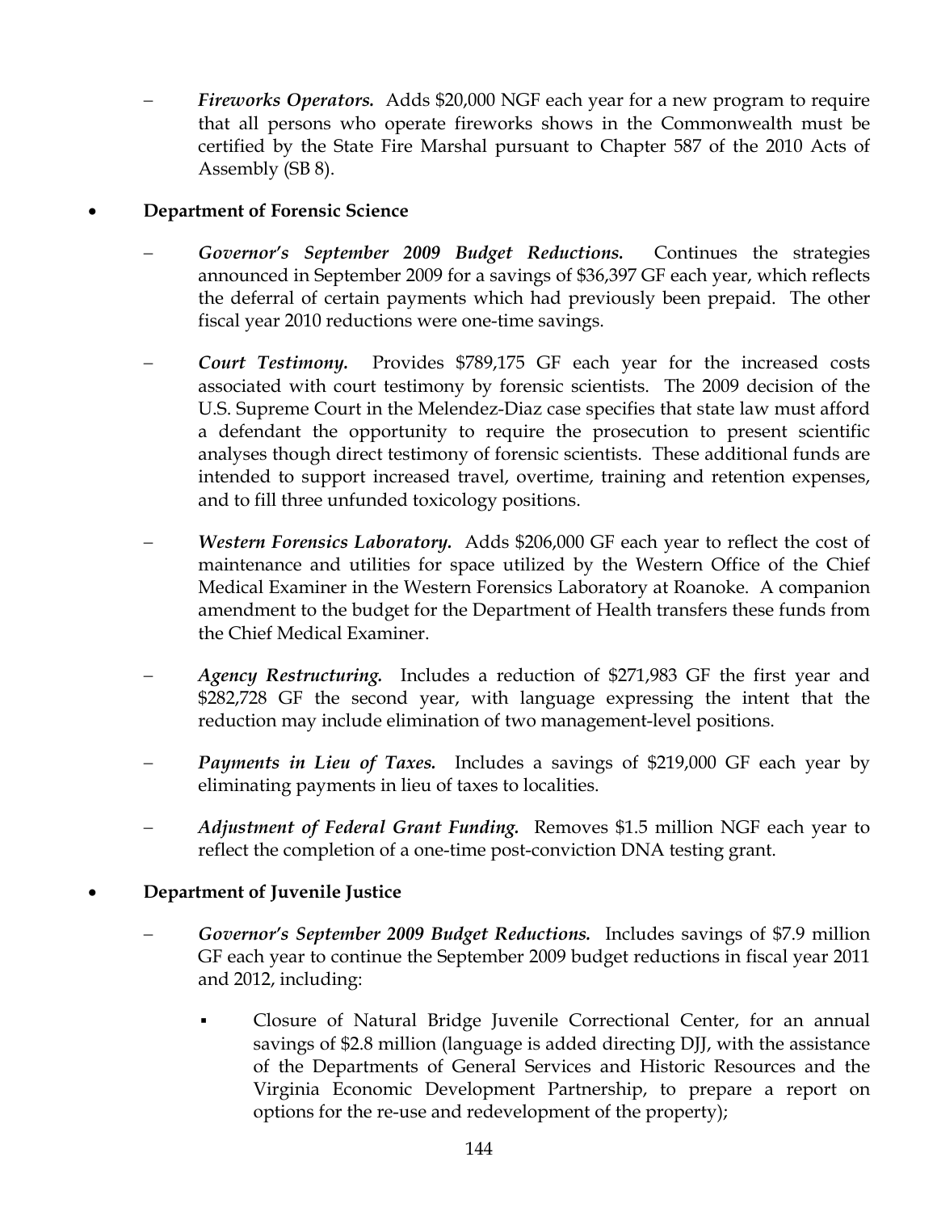- ***Fireworks Operators.*** Adds $20,000 NGF each year for a new program to require that all persons who operate fireworks shows in the Commonwealth must be certified by the State Fire Marshal pursuant to Chapter 587 of the 2010 Acts of Assembly (SB 8).

- **Department of Forensic Science**

  - ***Governor's September 2009 Budget Reductions.*** Continues the strategies announced in September 2009 for a savings of $36,397 GF each year, which reflects the deferral of certain payments which had previously been prepaid. The other fiscal year 2010 reductions were one-time savings.

  - ***Court Testimony.*** Provides $789,175 GF each year for the increased costs associated with court testimony by forensic scientists. The 2009 decision of the U.S. Supreme Court in the Melendez-Diaz case specifies that state law must afford a defendant the opportunity to require the prosecution to present scientific analyses though direct testimony of forensic scientists. These additional funds are intended to support increased travel, overtime, training and retention expenses, and to fill three unfunded toxicology positions.

  - ***Western Forensics Laboratory.*** Adds $206,000 GF each year to reflect the cost of maintenance and utilities for space utilized by the Western Office of the Chief Medical Examiner in the Western Forensics Laboratory at Roanoke. A companion amendment to the budget for the Department of Health transfers these funds from the Chief Medical Examiner.

  - ***Agency Restructuring.*** Includes a reduction of $271,983 GF the first year and $282,728 GF the second year, with language expressing the intent that the reduction may include elimination of two management-level positions.

  - ***Payments in Lieu of Taxes.*** Includes a savings of $219,000 GF each year by eliminating payments in lieu of taxes to localities.

  - ***Adjustment of Federal Grant Funding.*** Removes $1.5 million NGF each year to reflect the completion of a one-time post-conviction DNA testing grant.

- **Department of Juvenile Justice**

  - ***Governor's September 2009 Budget Reductions.*** Includes savings of $7.9 million GF each year to continue the September 2009 budget reductions in fiscal year 2011 and 2012, including:

    - Closure of Natural Bridge Juvenile Correctional Center, for an annual savings of $2.8 million (language is added directing DJJ, with the assistance of the Departments of General Services and Historic Resources and the Virginia Economic Development Partnership, to prepare a report on options for the re-use and redevelopment of the property);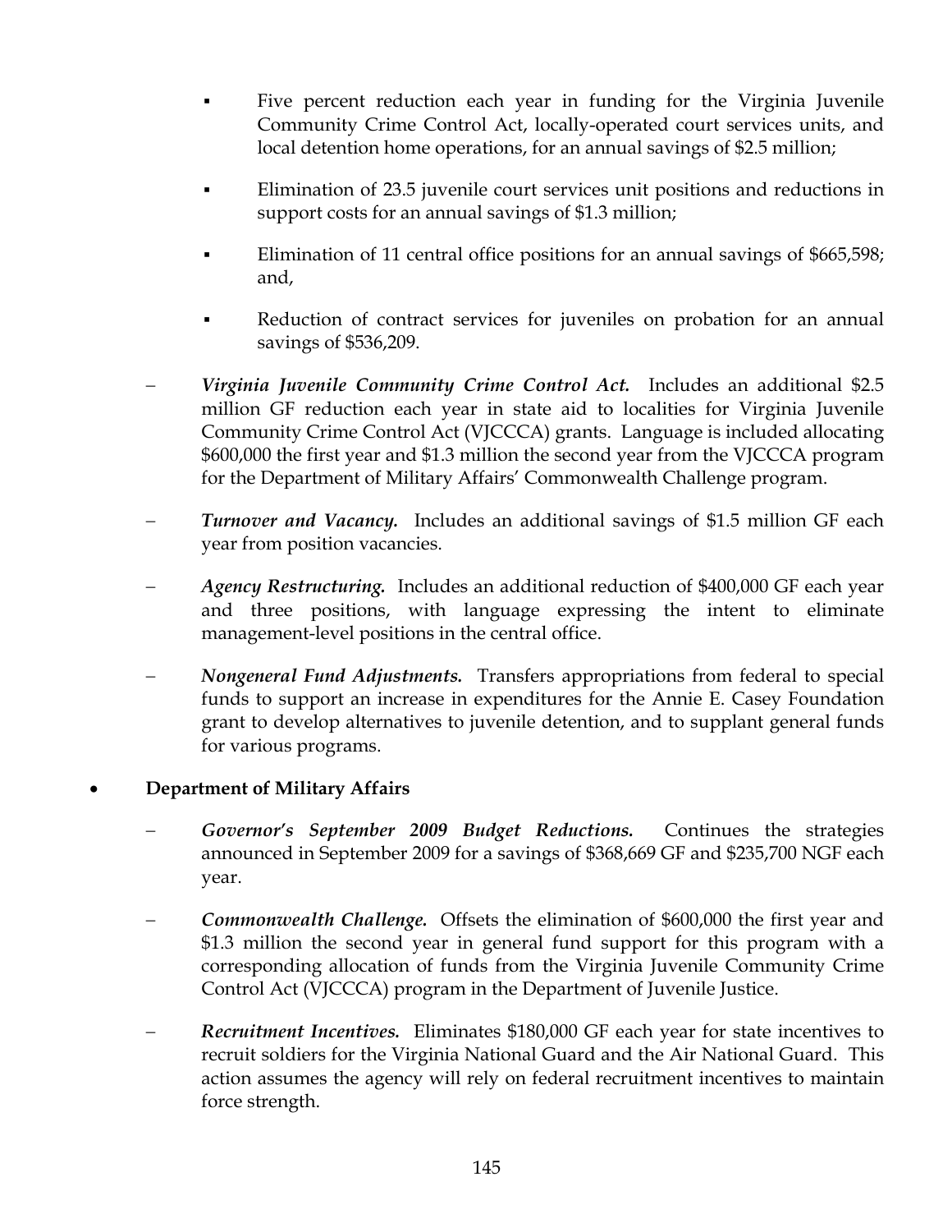- Five percent reduction each year in funding for the Virginia Juvenile Community Crime Control Act, locally-operated court services units, and local detention home operations, for an annual savings of $2.5 million;

    - Elimination of 23.5 juvenile court services unit positions and reductions in support costs for an annual savings of $1.3 million;

    - Elimination of 11 central office positions for an annual savings of $665,598; and,

    - Reduction of contract services for juveniles on probation for an annual savings of $536,209.

  - ***Virginia Juvenile Community Crime Control Act.*** Includes an additional $2.5 million GF reduction each year in state aid to localities for Virginia Juvenile Community Crime Control Act (VJCCCA) grants. Language is included allocating $600,000 the first year and $1.3 million the second year from the VJCCCA program for the Department of Military Affairs' Commonwealth Challenge program.

  - ***Turnover and Vacancy.*** Includes an additional savings of $1.5 million GF each year from position vacancies.

  - ***Agency Restructuring.*** Includes an additional reduction of $400,000 GF each year and three positions, with language expressing the intent to eliminate management-level positions in the central office.

  - ***Nongeneral Fund Adjustments.*** Transfers appropriations from federal to special funds to support an increase in expenditures for the Annie E. Casey Foundation grant to develop alternatives to juvenile detention, and to supplant general funds for various programs.

- **Department of Military Affairs**

  - ***Governor's September 2009 Budget Reductions.*** Continues the strategies announced in September 2009 for a savings of $368,669 GF and $235,700 NGF each year.

  - ***Commonwealth Challenge.*** Offsets the elimination of $600,000 the first year and $1.3 million the second year in general fund support for this program with a corresponding allocation of funds from the Virginia Juvenile Community Crime Control Act (VJCCCA) program in the Department of Juvenile Justice.

  - ***Recruitment Incentives.*** Eliminates $180,000 GF each year for state incentives to recruit soldiers for the Virginia National Guard and the Air National Guard. This action assumes the agency will rely on federal recruitment incentives to maintain force strength.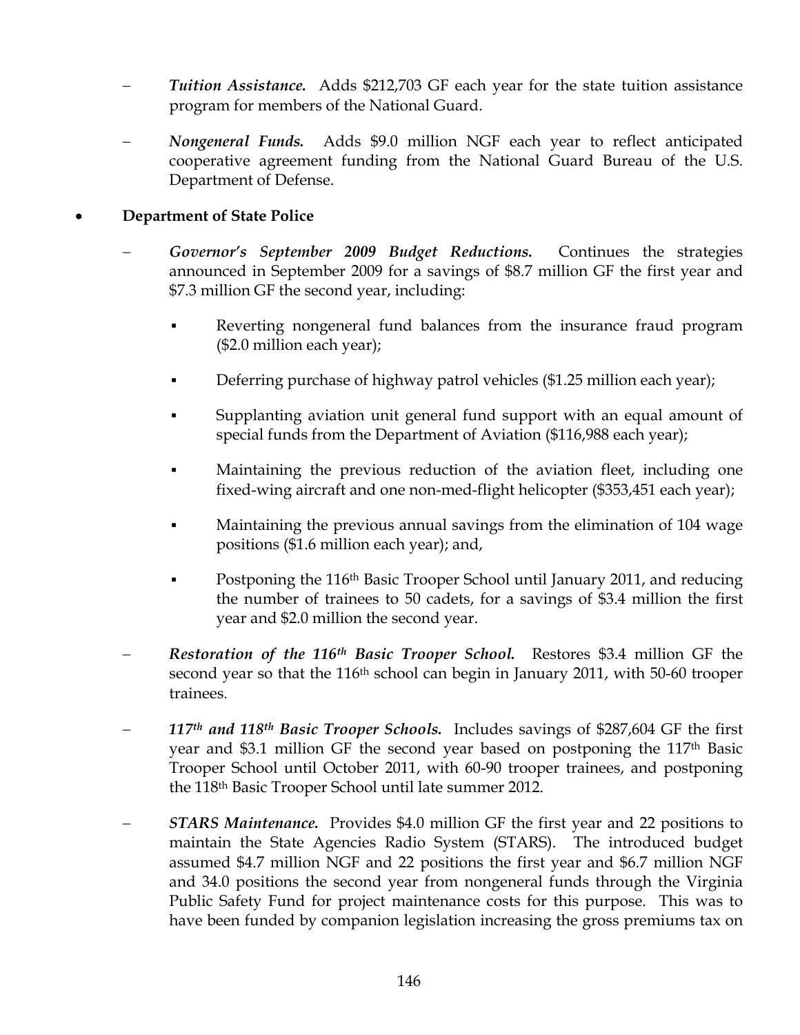- *Tuition Assistance.* Adds $212,703 GF each year for the state tuition assistance program for members of the National Guard.

- *Nongeneral Funds.* Adds $9.0 million NGF each year to reflect anticipated cooperative agreement funding from the National Guard Bureau of the U.S. Department of Defense.

- **Department of State Police**

  - *Governor's September 2009 Budget Reductions.* Continues the strategies announced in September 2009 for a savings of $8.7 million GF the first year and $7.3 million GF the second year, including:

    - Reverting nongeneral fund balances from the insurance fraud program ($2.0 million each year);

    - Deferring purchase of highway patrol vehicles ($1.25 million each year);

    - Supplanting aviation unit general fund support with an equal amount of special funds from the Department of Aviation ($116,988 each year);

    - Maintaining the previous reduction of the aviation fleet, including one fixed-wing aircraft and one non-med-flight helicopter ($353,451 each year);

    - Maintaining the previous annual savings from the elimination of 104 wage positions ($1.6 million each year); and,

    - Postponing the 116th Basic Trooper School until January 2011, and reducing the number of trainees to 50 cadets, for a savings of $3.4 million the first year and $2.0 million the second year.

  - ***Restoration of the 116th Basic Trooper School.*** Restores $3.4 million GF the second year so that the 116th school can begin in January 2011, with 50-60 trooper trainees.

  - ***117th and 118th Basic Trooper Schools.*** Includes savings of $287,604 GF the first year and $3.1 million GF the second year based on postponing the 117th Basic Trooper School until October 2011, with 60-90 trooper trainees, and postponing the 118th Basic Trooper School until late summer 2012.

  - ***STARS Maintenance.*** Provides $4.0 million GF the first year and 22 positions to maintain the State Agencies Radio System (STARS). The introduced budget assumed $4.7 million NGF and 22 positions the first year and $6.7 million NGF and 34.0 positions the second year from nongeneral funds through the Virginia Public Safety Fund for project maintenance costs for this purpose. This was to have been funded by companion legislation increasing the gross premiums tax on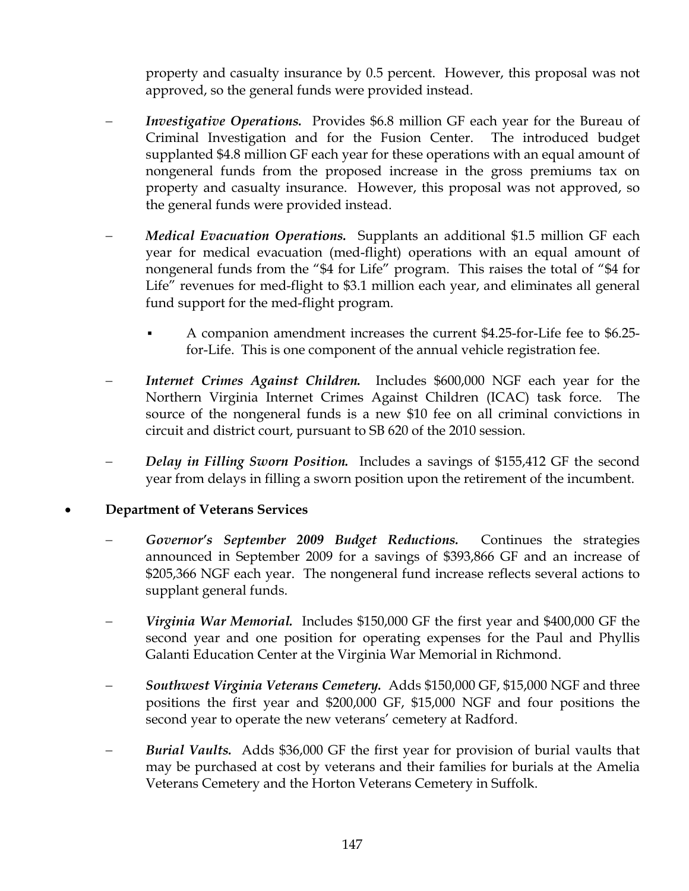property and casualty insurance by 0.5 percent. However, this proposal was not approved, so the general funds were provided instead.

- *Investigative Operations.* Provides $6.8 million GF each year for the Bureau of Criminal Investigation and for the Fusion Center. The introduced budget supplanted $4.8 million GF each year for these operations with an equal amount of nongeneral funds from the proposed increase in the gross premiums tax on property and casualty insurance. However, this proposal was not approved, so the general funds were provided instead.

- *Medical Evacuation Operations.* Supplants an additional $1.5 million GF each year for medical evacuation (med-flight) operations with an equal amount of nongeneral funds from the "$4 for Life" program. This raises the total of "$4 for Life" revenues for med-flight to $3.1 million each year, and eliminates all general fund support for the med-flight program.

  - A companion amendment increases the current $4.25-for-Life fee to $6.25-for-Life. This is one component of the annual vehicle registration fee.

- *Internet Crimes Against Children.* Includes $600,000 NGF each year for the Northern Virginia Internet Crimes Against Children (ICAC) task force. The source of the nongeneral funds is a new $10 fee on all criminal convictions in circuit and district court, pursuant to SB 620 of the 2010 session.

- *Delay in Filling Sworn Position.* Includes a savings of $155,412 GF the second year from delays in filling a sworn position upon the retirement of the incumbent.

- **Department of Veterans Services**

  - *Governor's September 2009 Budget Reductions.* Continues the strategies announced in September 2009 for a savings of $393,866 GF and an increase of $205,366 NGF each year. The nongeneral fund increase reflects several actions to supplant general funds.

  - *Virginia War Memorial.* Includes $150,000 GF the first year and $400,000 GF the second year and one position for operating expenses for the Paul and Phyllis Galanti Education Center at the Virginia War Memorial in Richmond.

  - *Southwest Virginia Veterans Cemetery.* Adds $150,000 GF, $15,000 NGF and three positions the first year and $200,000 GF, $15,000 NGF and four positions the second year to operate the new veterans' cemetery at Radford.

  - *Burial Vaults.* Adds $36,000 GF the first year for provision of burial vaults that may be purchased at cost by veterans and their families for burials at the Amelia Veterans Cemetery and the Horton Veterans Cemetery in Suffolk.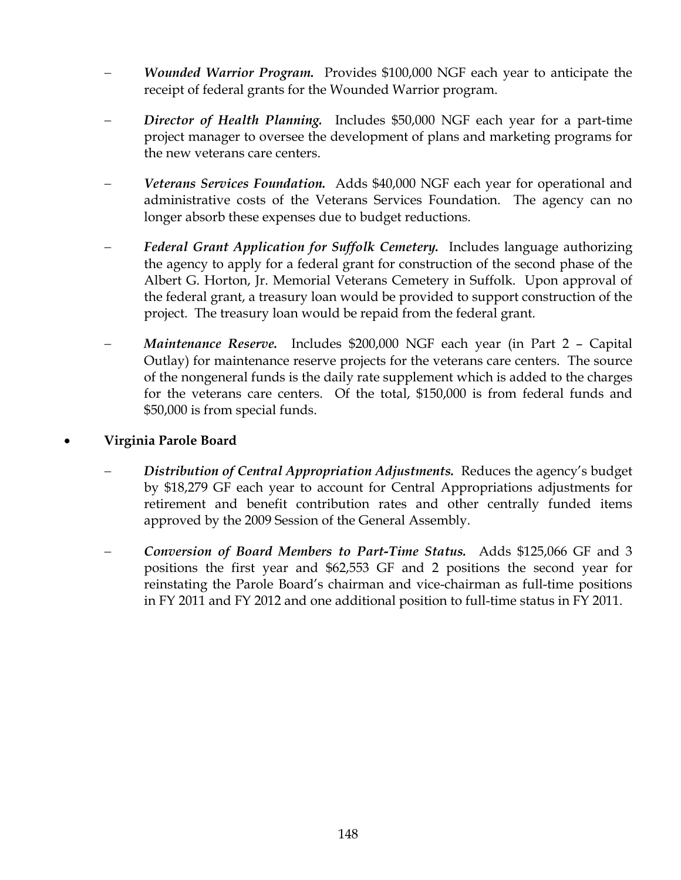- ***Wounded Warrior Program.*** Provides $100,000 NGF each year to anticipate the receipt of federal grants for the Wounded Warrior program.

- ***Director of Health Planning.*** Includes $50,000 NGF each year for a part-time project manager to oversee the development of plans and marketing programs for the new veterans care centers.

- ***Veterans Services Foundation.*** Adds $40,000 NGF each year for operational and administrative costs of the Veterans Services Foundation. The agency can no longer absorb these expenses due to budget reductions.

- ***Federal Grant Application for Suffolk Cemetery.*** Includes language authorizing the agency to apply for a federal grant for construction of the second phase of the Albert G. Horton, Jr. Memorial Veterans Cemetery in Suffolk. Upon approval of the federal grant, a treasury loan would be provided to support construction of the project. The treasury loan would be repaid from the federal grant.

- ***Maintenance Reserve.*** Includes $200,000 NGF each year (in Part 2 – Capital Outlay) for maintenance reserve projects for the veterans care centers. The source of the nongeneral funds is the daily rate supplement which is added to the charges for the veterans care centers. Of the total, $150,000 is from federal funds and $50,000 is from special funds.

- **Virginia Parole Board**

  - ***Distribution of Central Appropriation Adjustments.*** Reduces the agency's budget by $18,279 GF each year to account for Central Appropriations adjustments for retirement and benefit contribution rates and other centrally funded items approved by the 2009 Session of the General Assembly.

  - ***Conversion of Board Members to Part-Time Status.*** Adds $125,066 GF and 3 positions the first year and $62,553 GF and 2 positions the second year for reinstating the Parole Board's chairman and vice-chairman as full-time positions in FY 2011 and FY 2012 and one additional position to full-time status in FY 2011.